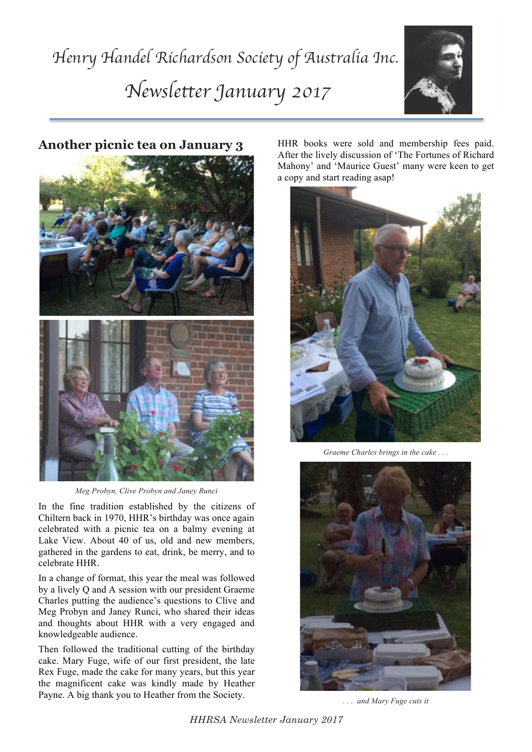# Henry Handel Richardson Society of Australia Inc.

# Newsletter January 2017

## Another picnic tea on January 3

*Meg Probyn, Clive Probyn and Janey Runci*

In the fine tradition established by the citizens of Chiltern back in 1970, HHR's birthday was once again celebrated with a picnic tea on a balmy evening at Lake View. About 40 of us, old and new members, gathered in the gardens to eat, drink, be merry, and to celebrate HHR.

In a change of format, this year the meal was followed by a lively Q and A session with our president Graeme Charles putting the audience's questions to Clive and Meg Probyn and Janey Runci, who shared their ideas and thoughts about HHR with a very engaged and knowledgeable audience.

Then followed the traditional cutting of the birthday cake. Mary Fuge, wife of our first president, the late Rex Fuge, made the cake for many years, but this year the magnificent cake was kindly made by Heather Payne. A big thank you to Heather from the Society.

HHR books were sold and membership fees paid. After the lively discussion of 'The Fortunes of Richard Mahony' and 'Maurice Guest' many were keen to get a copy and start reading asap!

*Graeme Charles brings in the cake . . .*

*. . . and Mary Fuge cuts it*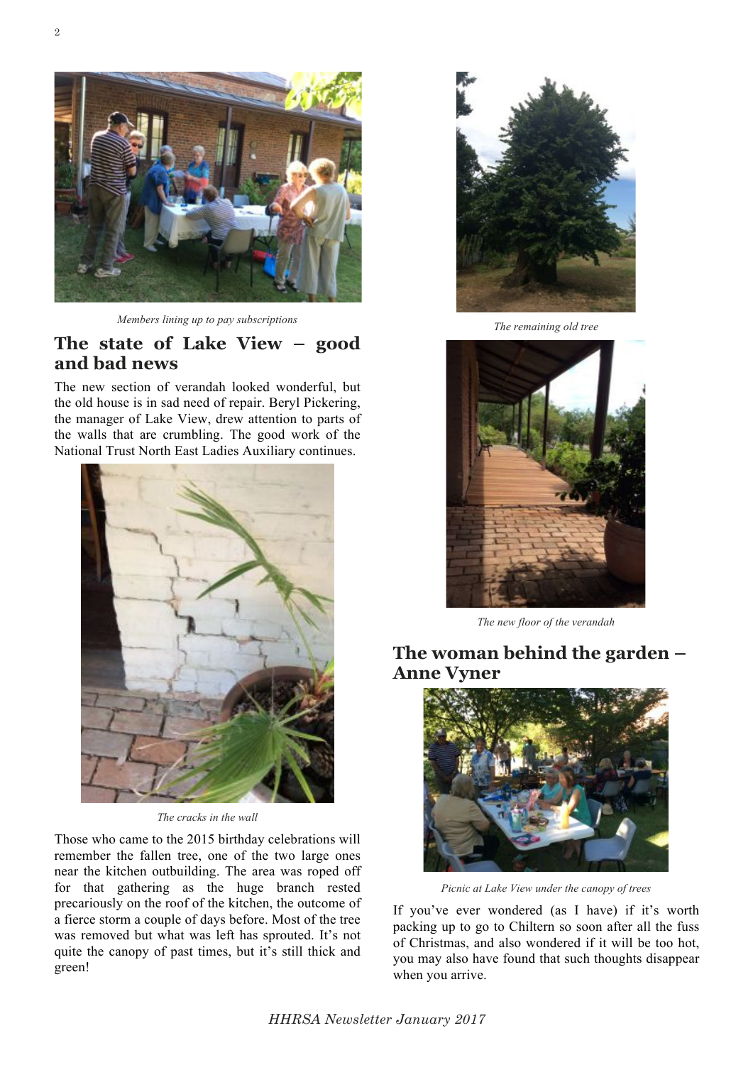*Members lining up to pay subscriptions*

## The state of Lake View – good and bad news

The new section of verandah looked wonderful, but the old house is in sad need of repair. Beryl Pickering, the manager of Lake View, drew attention to parts of the walls that are crumbling. The good work of the National Trust North East Ladies Auxiliary continues.

*The cracks in the wall*

Those who came to the 2015 birthday celebrations will remember the fallen tree, one of the two large ones near the kitchen outbuilding. The area was roped off for that gathering as the huge branch rested precariously on the roof of the kitchen, the outcome of a fierce storm a couple of days before. Most of the tree was removed but what was left has sprouted. It's not quite the canopy of past times, but it's still thick and green!

*The remaining old tree*

*The new floor of the verandah*

## The woman behind the garden – Anne Vyner

*Picnic at Lake View under the canopy of trees*

If you've ever wondered (as I have) if it's worth packing up to go to Chiltern so soon after all the fuss of Christmas, and also wondered if it will be too hot, you may also have found that such thoughts disappear when you arrive.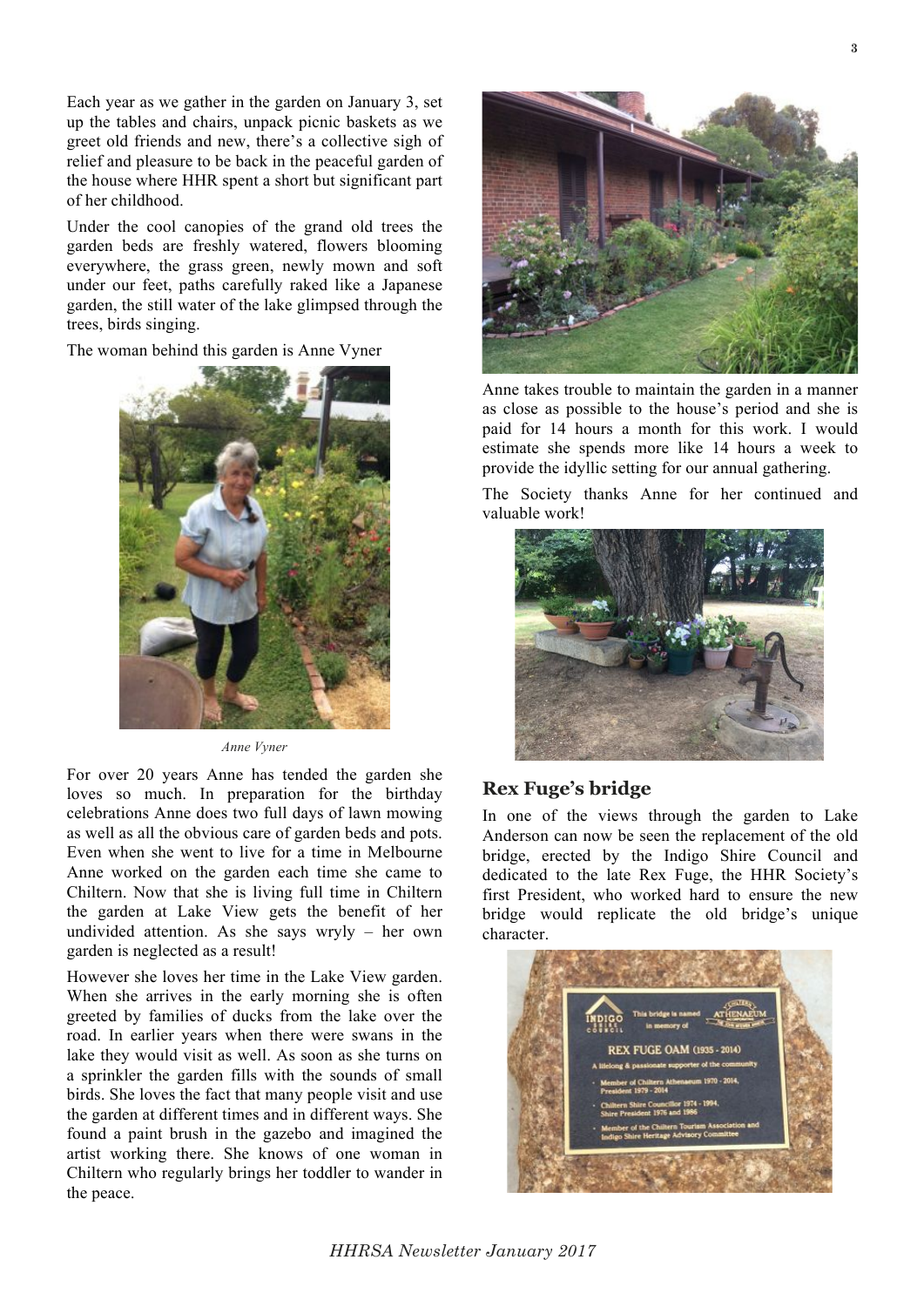Each year as we gather in the garden on January 3, set up the tables and chairs, unpack picnic baskets as we greet old friends and new, there's a collective sigh of relief and pleasure to be back in the peaceful garden of the house where HHR spent a short but significant part of her childhood.

Under the cool canopies of the grand old trees the garden beds are freshly watered, flowers blooming everywhere, the grass green, newly mown and soft under our feet, paths carefully raked like a Japanese garden, the still water of the lake glimpsed through the trees, birds singing.

The woman behind this garden is Anne Vyner

*Anne Vyner*

For over 20 years Anne has tended the garden she loves so much. In preparation for the birthday celebrations Anne does two full days of lawn mowing as well as all the obvious care of garden beds and pots. Even when she went to live for a time in Melbourne Anne worked on the garden each time she came to Chiltern. Now that she is living full time in Chiltern the garden at Lake View gets the benefit of her undivided attention. As she says wryly – her own garden is neglected as a result!

However she loves her time in the Lake View garden. When she arrives in the early morning she is often greeted by families of ducks from the lake over the road. In earlier years when there were swans in the lake they would visit as well. As soon as she turns on a sprinkler the garden fills with the sounds of small birds. She loves the fact that many people visit and use the garden at different times and in different ways. She found a paint brush in the gazebo and imagined the artist working there. She knows of one woman in Chiltern who regularly brings her toddler to wander in the peace.

Anne takes trouble to maintain the garden in a manner as close as possible to the house's period and she is paid for 14 hours a month for this work. I would estimate she spends more like 14 hours a week to provide the idyllic setting for our annual gathering.

The Society thanks Anne for her continued and valuable work!

## Rex Fuge's bridge

In one of the views through the garden to Lake Anderson can now be seen the replacement of the old bridge, erected by the Indigo Shire Council and dedicated to the late Rex Fuge, the HHR Society's first President, who worked hard to ensure the new bridge would replicate the old bridge's unique character.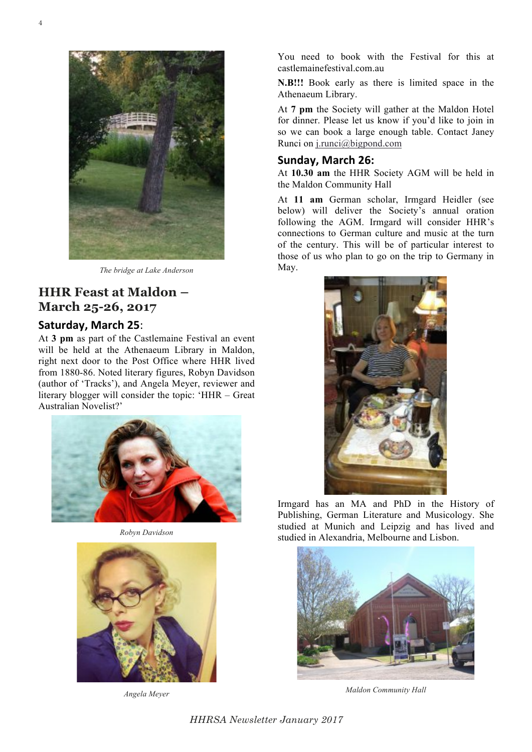*The bridge at Lake Anderson*

## HHR Feast at Maldon – March 25-26, 2017

### Saturday, March 25:

At **3 pm** as part of the Castlemaine Festival an event will be held at the Athenaeum Library in Maldon, right next door to the Post Office where HHR lived from 1880-86. Noted literary figures, Robyn Davidson (author of 'Tracks'), and Angela Meyer, reviewer and literary blogger will consider the topic: 'HHR – Great Australian Novelist?'

*Robyn Davidson*

*Angela Meyer*

You need to book with the Festival for this at castlemainefestival.com.au

**N.B!!!** Book early as there is limited space in the Athenaeum Library.

At **7 pm** the Society will gather at the Maldon Hotel for dinner. Please let us know if you'd like to join in so we can book a large enough table. Contact Janey Runci on j.runci@bigpond.com

### Sunday, March 26:

At **10.30 am** the HHR Society AGM will be held in the Maldon Community Hall

At **11 am** German scholar, Irmgard Heidler (see below) will deliver the Society's annual oration following the AGM. Irmgard will consider HHR's connections to German culture and music at the turn of the century. This will be of particular interest to those of us who plan to go on the trip to Germany in May.

Irmgard has an MA and PhD in the History of Publishing, German Literature and Musicology. She studied at Munich and Leipzig and has lived and studied in Alexandria, Melbourne and Lisbon.

*Maldon Community Hall*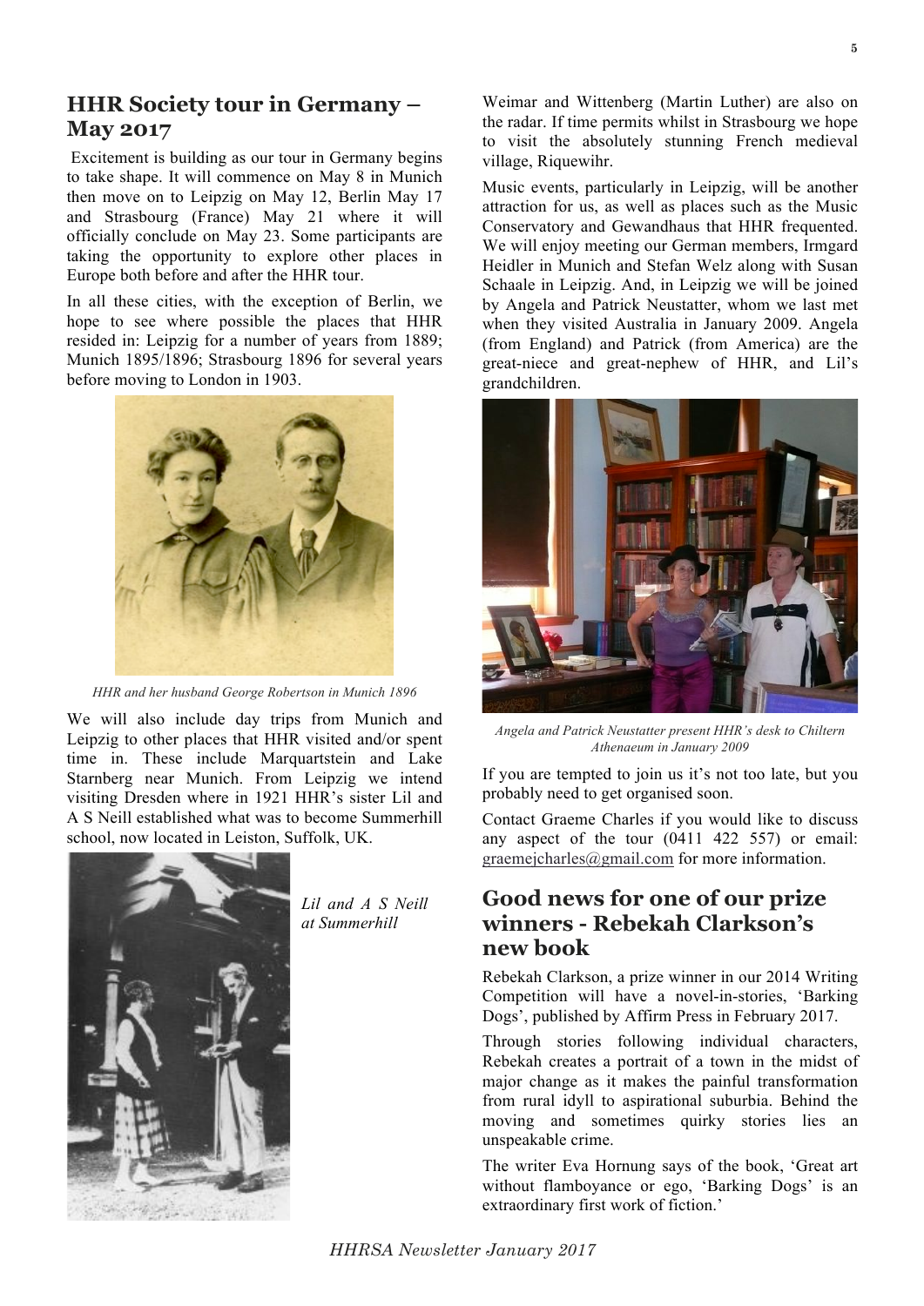## HHR Society tour in Germany – May 2017

Excitement is building as our tour in Germany begins to take shape. It will commence on May 8 in Munich then move on to Leipzig on May 12, Berlin May 17 and Strasbourg (France) May 21 where it will officially conclude on May 23. Some participants are taking the opportunity to explore other places in Europe both before and after the HHR tour.

In all these cities, with the exception of Berlin, we hope to see where possible the places that HHR resided in: Leipzig for a number of years from 1889; Munich 1895/1896; Strasbourg 1896 for several years before moving to London in 1903.

*HHR and her husband George Robertson in Munich 1896*

We will also include day trips from Munich and Leipzig to other places that HHR visited and/or spent time in. These include Marquartstein and Lake Starnberg near Munich. From Leipzig we intend visiting Dresden where in 1921 HHR's sister Lil and A S Neill established what was to become Summerhill school, now located in Leiston, Suffolk, UK.

*Lil and A S Neill at Summerhill*

Weimar and Wittenberg (Martin Luther) are also on the radar. If time permits whilst in Strasbourg we hope to visit the absolutely stunning French medieval village, Riquewihr.

Music events, particularly in Leipzig, will be another attraction for us, as well as places such as the Music Conservatory and Gewandhaus that HHR frequented. We will enjoy meeting our German members, Irmgard Heidler in Munich and Stefan Welz along with Susan Schaale in Leipzig. And, in Leipzig we will be joined by Angela and Patrick Neustatter, whom we last met when they visited Australia in January 2009. Angela (from England) and Patrick (from America) are the great-niece and great-nephew of HHR, and Lil's grandchildren.

*Angela and Patrick Neustatter present HHR's desk to Chiltern Athenaeum in January 2009*

If you are tempted to join us it's not too late, but you probably need to get organised soon.

Contact Graeme Charles if you would like to discuss any aspect of the tour (0411 422 557) or email: graemejcharles@gmail.com for more information.

## Good news for one of our prize winners - Rebekah Clarkson's new book

Rebekah Clarkson, a prize winner in our 2014 Writing Competition will have a novel-in-stories, 'Barking Dogs', published by Affirm Press in February 2017.

Through stories following individual characters, Rebekah creates a portrait of a town in the midst of major change as it makes the painful transformation from rural idyll to aspirational suburbia. Behind the moving and sometimes quirky stories lies an unspeakable crime.

The writer Eva Hornung says of the book, 'Great art without flamboyance or ego, 'Barking Dogs' is an extraordinary first work of fiction.'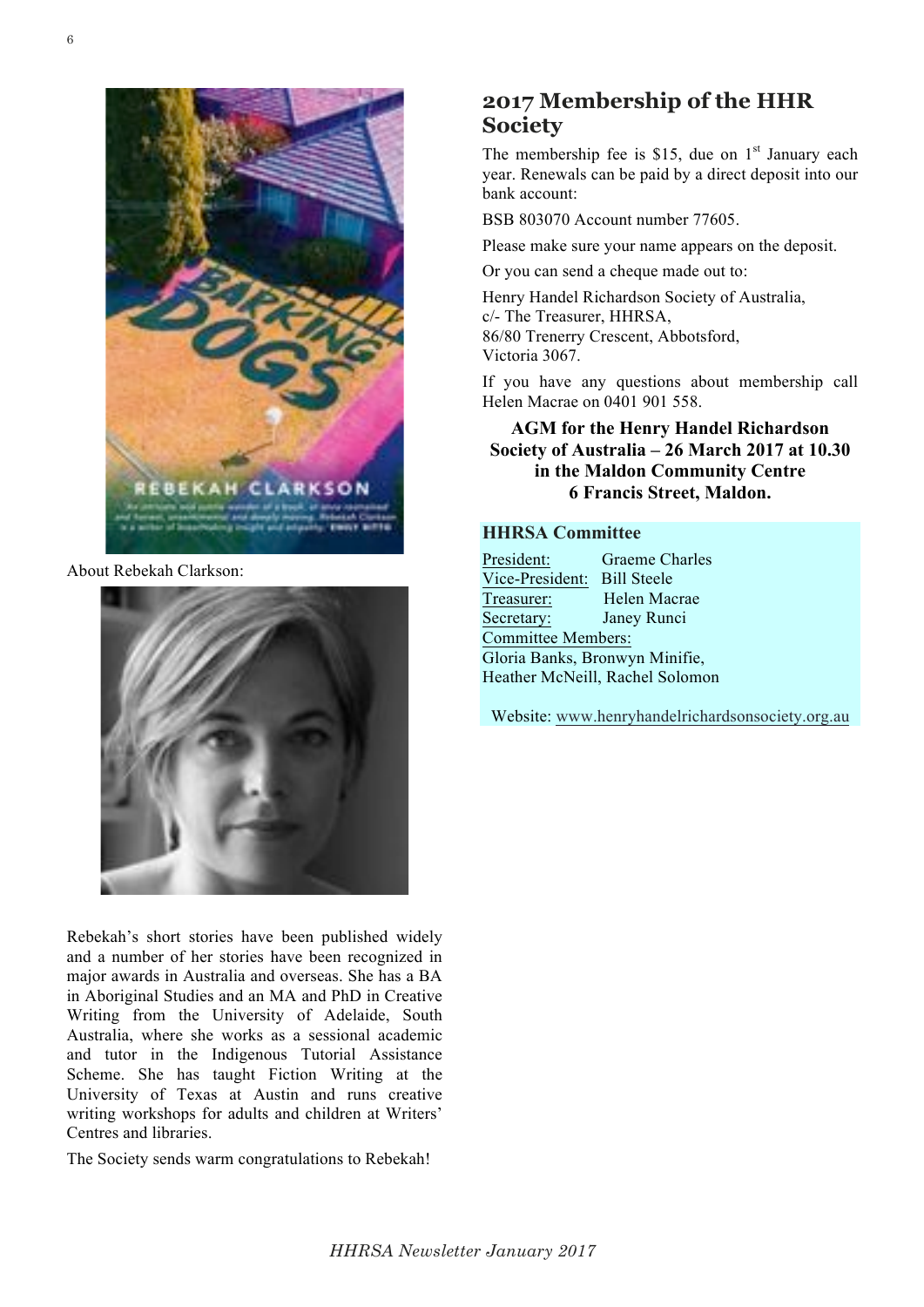About Rebekah Clarkson:

Rebekah's short stories have been published widely and a number of her stories have been recognized in major awards in Australia and overseas. She has a BA in Aboriginal Studies and an MA and PhD in Creative Writing from the University of Adelaide, South Australia, where she works as a sessional academic and tutor in the Indigenous Tutorial Assistance Scheme. She has taught Fiction Writing at the University of Texas at Austin and runs creative writing workshops for adults and children at Writers' Centres and libraries.

The Society sends warm congratulations to Rebekah!

## 2017 Membership of the HHR Society

The membership fee is $15, due on 1st January each year. Renewals can be paid by a direct deposit into our bank account:

BSB 803070 Account number 77605.

Please make sure your name appears on the deposit.

Or you can send a cheque made out to:

Henry Handel Richardson Society of Australia,
c/- The Treasurer, HHRSA,
86/80 Trenerry Crescent, Abbotsford,
Victoria 3067.

If you have any questions about membership call Helen Macrae on 0401 901 558.

**AGM for the Henry Handel Richardson Society of Australia – 26 March 2017 at 10.30 in the Maldon Community Centre 6 Francis Street, Maldon.**

### HHRSA Committee

President: Graeme Charles
Vice-President: Bill Steele
Treasurer: Helen Macrae
Secretary: Janey Runci
Committee Members:
Gloria Banks, Bronwyn Minifie,
Heather McNeill, Rachel Solomon

Website: www.henryhandelrichardsonsociety.org.au